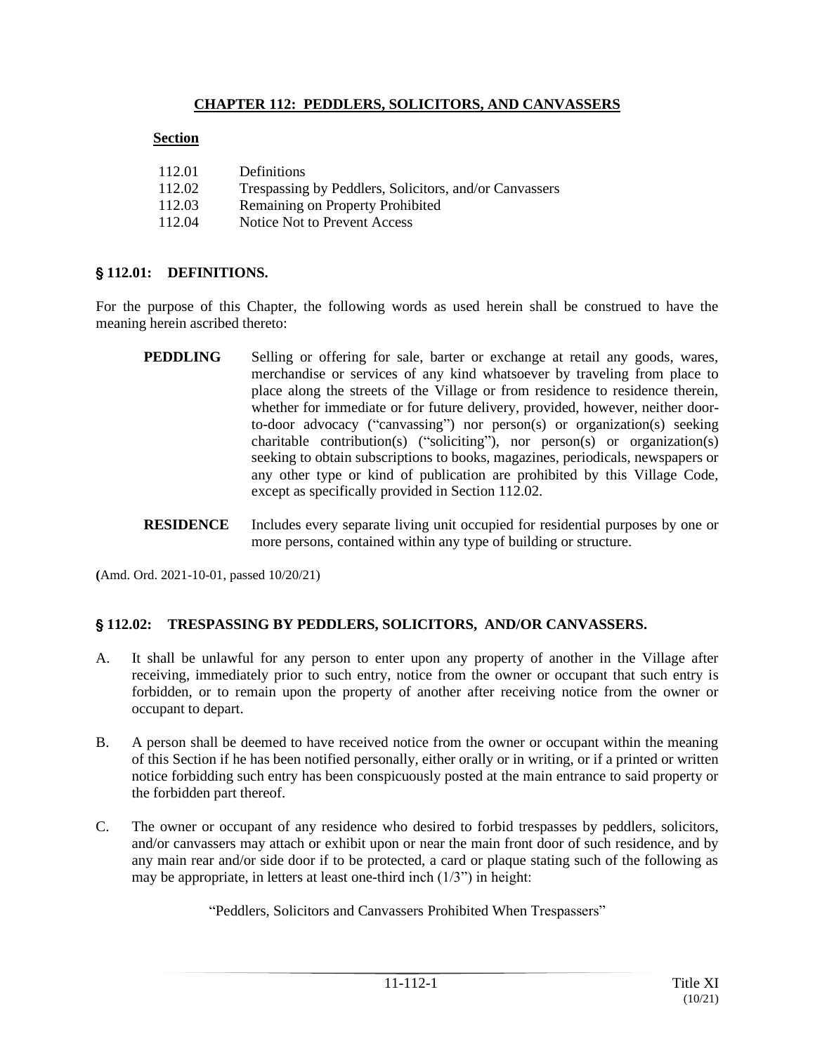# CHAPTER 112: PEDDLERS, SOLICITORS, AND CANVASSERS

**Section**

| | |
|---|---|
| 112.01 | Definitions |
| 112.02 | Trespassing by Peddlers, Solicitors, and/or Canvassers |
| 112.03 | Remaining on Property Prohibited |
| 112.04 | Notice Not to Prevent Access |

## § 112.01: DEFINITIONS.

For the purpose of this Chapter, the following words as used herein shall be construed to have the meaning herein ascribed thereto:

**PEDDLING** Selling or offering for sale, barter or exchange at retail any goods, wares, merchandise or services of any kind whatsoever by traveling from place to place along the streets of the Village or from residence to residence therein, whether for immediate or for future delivery, provided, however, neither door-to-door advocacy ("canvassing") nor person(s) or organization(s) seeking charitable contribution(s) ("soliciting"), nor person(s) or organization(s) seeking to obtain subscriptions to books, magazines, periodicals, newspapers or any other type or kind of publication are prohibited by this Village Code, except as specifically provided in Section 112.02.

**RESIDENCE** Includes every separate living unit occupied for residential purposes by one or more persons, contained within any type of building or structure.

**(**Amd. Ord. 2021-10-01, passed 10/20/21)

## § 112.02: TRESPASSING BY PEDDLERS, SOLICITORS, AND/OR CANVASSERS.

A. It shall be unlawful for any person to enter upon any property of another in the Village after receiving, immediately prior to such entry, notice from the owner or occupant that such entry is forbidden, or to remain upon the property of another after receiving notice from the owner or occupant to depart.

B. A person shall be deemed to have received notice from the owner or occupant within the meaning of this Section if he has been notified personally, either orally or in writing, or if a printed or written notice forbidding such entry has been conspicuously posted at the main entrance to said property or the forbidden part thereof.

C. The owner or occupant of any residence who desired to forbid trespasses by peddlers, solicitors, and/or canvassers may attach or exhibit upon or near the main front door of such residence, and by any main rear and/or side door if to be protected, a card or plaque stating such of the following as may be appropriate, in letters at least one-third inch (1/3") in height:

"Peddlers, Solicitors and Canvassers Prohibited When Trespassers"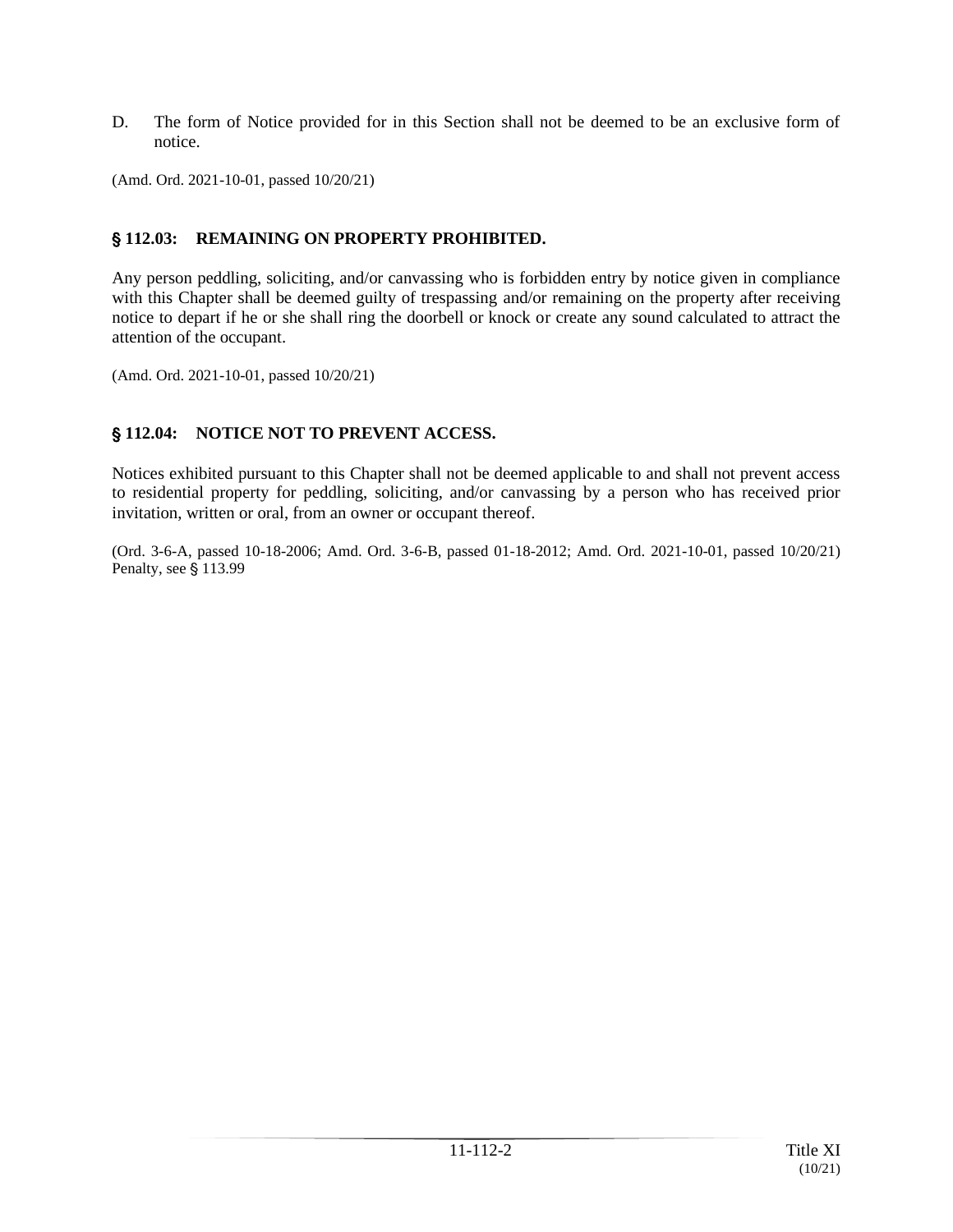D. The form of Notice provided for in this Section shall not be deemed to be an exclusive form of notice.

(Amd. Ord. 2021-10-01, passed 10/20/21)

## § 112.03: REMAINING ON PROPERTY PROHIBITED.

Any person peddling, soliciting, and/or canvassing who is forbidden entry by notice given in compliance with this Chapter shall be deemed guilty of trespassing and/or remaining on the property after receiving notice to depart if he or she shall ring the doorbell or knock or create any sound calculated to attract the attention of the occupant.

(Amd. Ord. 2021-10-01, passed 10/20/21)

## § 112.04: NOTICE NOT TO PREVENT ACCESS.

Notices exhibited pursuant to this Chapter shall not be deemed applicable to and shall not prevent access to residential property for peddling, soliciting, and/or canvassing by a person who has received prior invitation, written or oral, from an owner or occupant thereof.

(Ord. 3-6-A, passed 10-18-2006; Amd. Ord. 3-6-B, passed 01-18-2012; Amd. Ord. 2021-10-01, passed 10/20/21) Penalty, see § 113.99